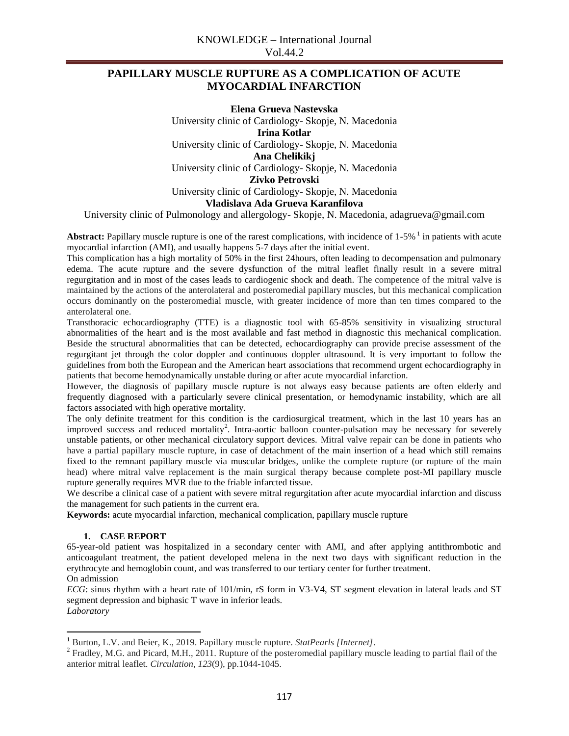# PAPILLARY MUSCLE RUPTURE AS A COMPLICATION OF ACUTE MYOCARDIAL INFARCTION

**Elena Grueva Nastevska**
University clinic of Cardiology- Skopje, N. Macedonia
**Irina Kotlar**
University clinic of Cardiology- Skopje, N. Macedonia
**Ana Chelikikj**
University clinic of Cardiology- Skopje, N. Macedonia
**Zivko Petrovski**
University clinic of Cardiology- Skopje, N. Macedonia
**Vladislava Ada Grueva Karanfilova**
University clinic of Pulmonology and allergology- Skopje, N. Macedonia, adagrueva@gmail.com

**Abstract:** Papillary muscle rupture is one of the rarest complications, with incidence of 1-5%[1] in patients with acute myocardial infarction (AMI), and usually happens 5-7 days after the initial event.

This complication has a high mortality of 50% in the first 24hours, often leading to decompensation and pulmonary edema. The acute rupture and the severe dysfunction of the mitral leaflet finally result in a severe mitral regurgitation and in most of the cases leads to cardiogenic shock and death. The competence of the mitral valve is maintained by the actions of the anterolateral and posteromedial papillary muscles, but this mechanical complication occurs dominantly on the posteromedial muscle, with greater incidence of more than ten times compared to the anterolateral one.

Transthoracic echocardiography (TTE) is a diagnostic tool with 65-85% sensitivity in visualizing structural abnormalities of the heart and is the most available and fast method in diagnostic this mechanical complication. Beside the structural abnormalities that can be detected, echocardiography can provide precise assessment of the regurgitant jet through the color doppler and continuous doppler ultrasound. It is very important to follow the guidelines from both the European and the American heart associations that recommend urgent echocardiography in patients that become hemodynamically unstable during or after acute myocardial infarction.

However, the diagnosis of papillary muscle rupture is not always easy because patients are often elderly and frequently diagnosed with a particularly severe clinical presentation, or hemodynamic instability, which are all factors associated with high operative mortality.

The only definite treatment for this condition is the cardiosurgical treatment, which in the last 10 years has an improved success and reduced mortality[2]. Intra-aortic balloon counter-pulsation may be necessary for severely unstable patients, or other mechanical circulatory support devices. Mitral valve repair can be done in patients who have a partial papillary muscle rupture, in case of detachment of the main insertion of a head which still remains fixed to the remnant papillary muscle via muscular bridges, unlike the complete rupture (or rupture of the main head) where mitral valve replacement is the main surgical therapy because complete post-MI papillary muscle rupture generally requires MVR due to the friable infarcted tissue.

We describe a clinical case of a patient with severe mitral regurgitation after acute myocardial infarction and discuss the management for such patients in the current era.

**Keywords:** acute myocardial infarction, mechanical complication, papillary muscle rupture

## 1. CASE REPORT

65-year-old patient was hospitalized in a secondary center with AMI, and after applying antithrombotic and anticoagulant treatment, the patient developed melena in the next two days with significant reduction in the erythrocyte and hemoglobin count, and was transferred to our tertiary center for further treatment.

On admission

*ECG*: sinus rhythm with a heart rate of 101/min, rS form in V3-V4, ST segment elevation in lateral leads and ST segment depression and biphasic T wave in inferior leads.

*Laboratory*

[1] Burton, L.V. and Beier, K., 2019. Papillary muscle rupture. *StatPearls [Internet]*.

[2] Fradley, M.G. and Picard, M.H., 2011. Rupture of the posteromedial papillary muscle leading to partial flail of the anterior mitral leaflet. *Circulation*, *123*(9), pp.1044-1045.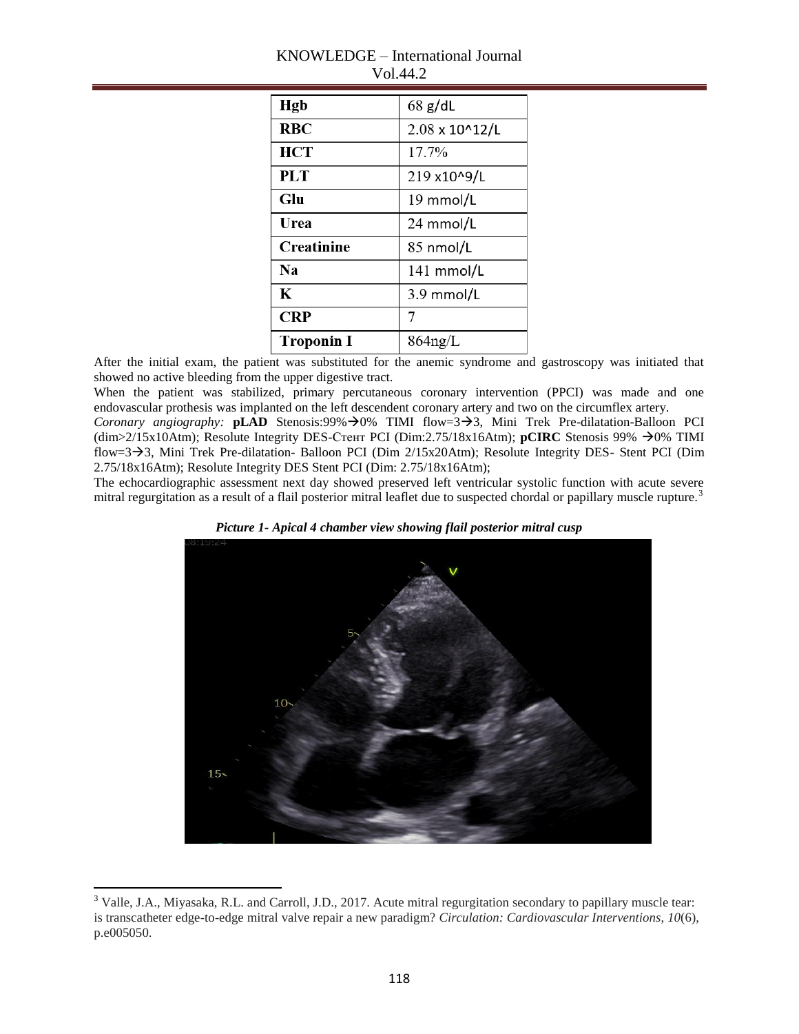| Hgb | 68 g/dL |
|---|---|
| RBC | 2.08 x 10^12/L |
| HCT | 17.7% |
| PLT | 219 x10^9/L |
| Glu | 19 mmol/L |
| Urea | 24 mmol/L |
| Creatinine | 85 nmol/L |
| Na | 141 mmol/L |
| K | 3.9 mmol/L |
| CRP | 7 |
| Troponin I | 864ng/L |

After the initial exam, the patient was substituted for the anemic syndrome and gastroscopy was initiated that showed no active bleeding from the upper digestive tract.

When the patient was stabilized, primary percutaneous coronary intervention (PPCI) was made and one endovascular prothesis was implanted on the left descendent coronary artery and two on the circumflex artery.

*Coronary angiography:* **pLAD** Stenosis:99%→0% TIMI flow=3→3, Mini Trek Pre-dilatation-Balloon PCI (dim>2/15x10Atm); Resolute Integrity DES-Стент PCI (Dim:2.75/18x16Atm); **pCIRC** Stenosis 99% →0% TIMI flow=3→3, Mini Trek Pre-dilatation- Balloon PCI (Dim 2/15x20Atm); Resolute Integrity DES- Stent PCI (Dim 2.75/18x16Atm); Resolute Integrity DES Stent PCI (Dim: 2.75/18x16Atm);

The echocardiographic assessment next day showed preserved left ventricular systolic function with acute severe mitral regurgitation as a result of a flail posterior mitral leaflet due to suspected chordal or papillary muscle rupture.[3]

***Picture 1- Apical 4 chamber view showing flail posterior mitral cusp***

[3] Valle, J.A., Miyasaka, R.L. and Carroll, J.D., 2017. Acute mitral regurgitation secondary to papillary muscle tear: is transcatheter edge-to-edge mitral valve repair a new paradigm? *Circulation: Cardiovascular Interventions*, *10*(6), p.e005050.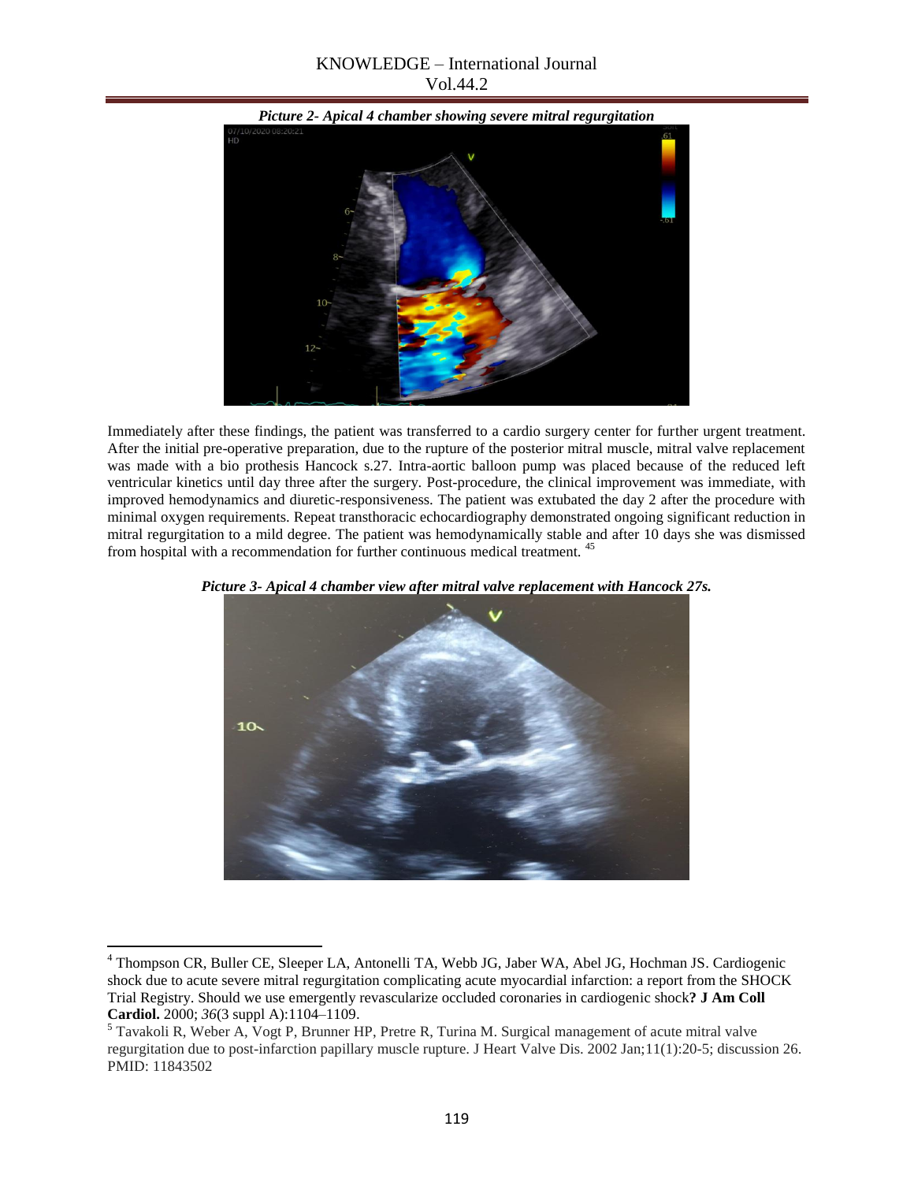*Picture 2- Apical 4 chamber showing severe mitral regurgitation*

Immediately after these findings, the patient was transferred to a cardio surgery center for further urgent treatment. After the initial pre-operative preparation, due to the rupture of the posterior mitral muscle, mitral valve replacement was made with a bio prothesis Hancock s.27. Intra-aortic balloon pump was placed because of the reduced left ventricular kinetics until day three after the surgery. Post-procedure, the clinical improvement was immediate, with improved hemodynamics and diuretic-responsiveness. The patient was extubated the day 2 after the procedure with minimal oxygen requirements. Repeat transthoracic echocardiography demonstrated ongoing significant reduction in mitral regurgitation to a mild degree. The patient was hemodynamically stable and after 10 days she was dismissed from hospital with a recommendation for further continuous medical treatment. [45]

*Picture 3- Apical 4 chamber view after mitral valve replacement with Hancock 27s.*

---

[4] Thompson CR, Buller CE, Sleeper LA, Antonelli TA, Webb JG, Jaber WA, Abel JG, Hochman JS. Cardiogenic shock due to acute severe mitral regurgitation complicating acute myocardial infarction: a report from the SHOCK Trial Registry. Should we use emergently revascularize occluded coronaries in cardiogenic shock**? J Am Coll Cardiol.** 2000; *36*(3 suppl A):1104–1109.

[5] Tavakoli R, Weber A, Vogt P, Brunner HP, Pretre R, Turina M. Surgical management of acute mitral valve regurgitation due to post-infarction papillary muscle rupture. J Heart Valve Dis. 2002 Jan;11(1):20-5; discussion 26. PMID: 11843502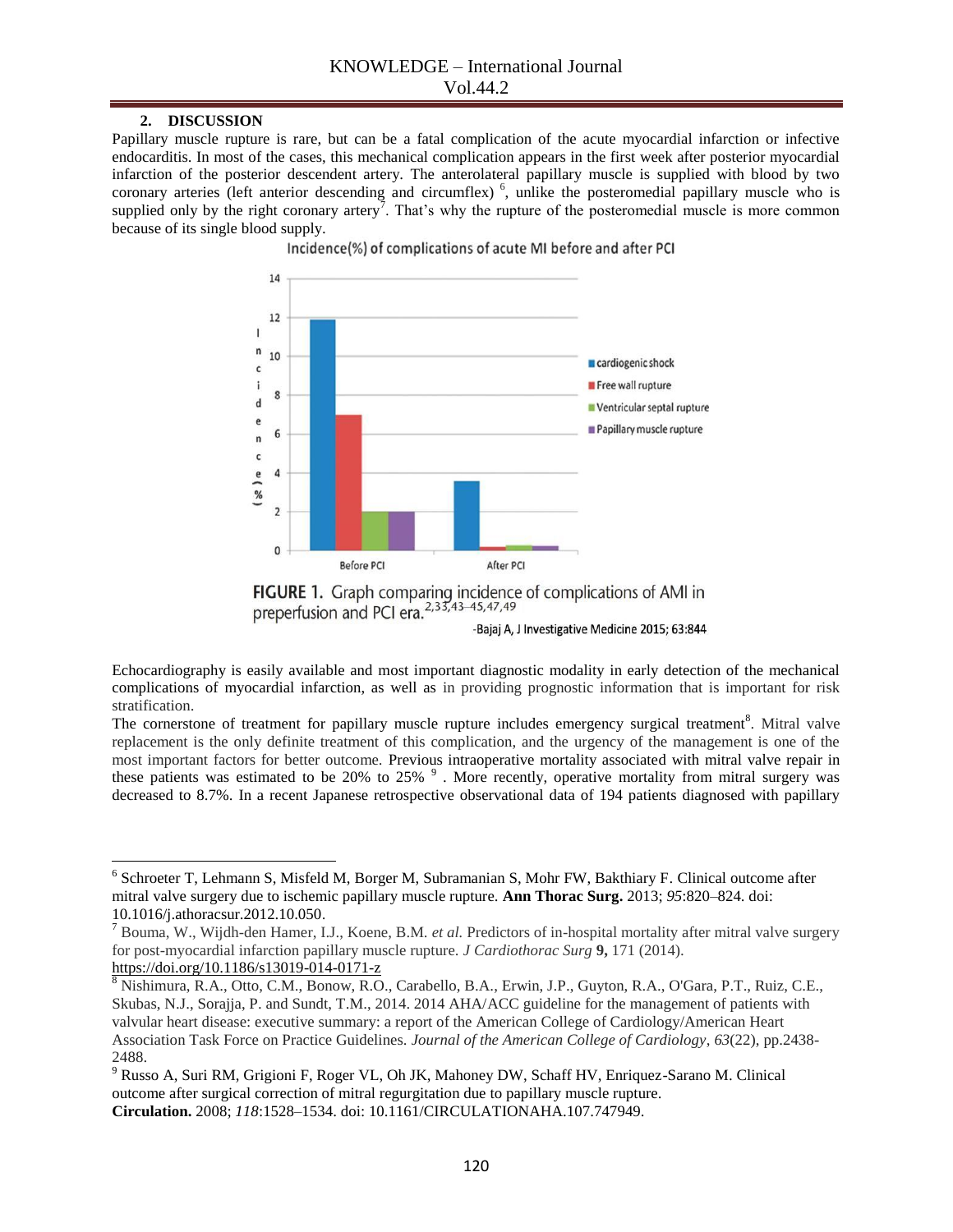## 2. DISCUSSION

Papillary muscle rupture is rare, but can be a fatal complication of the acute myocardial infarction or infective endocarditis. In most of the cases, this mechanical complication appears in the first week after posterior myocardial infarction of the posterior descendent artery. The anterolateral papillary muscle is supplied with blood by two coronary arteries (left anterior descending and circumflex) [6], unlike the posteromedial papillary muscle who is supplied only by the right coronary artery[7]. That's why the rupture of the posteromedial muscle is more common because of its single blood supply.

Incidence(%) of complications of acute MI before and after PCI

FIGURE 1. Graph comparing incidence of complications of AMI in preperfusion and PCI era.[2,33,43–45,47,49]

-Bajaj A, J Investigative Medicine 2015; 63:844

Echocardiography is easily available and most important diagnostic modality in early detection of the mechanical complications of myocardial infarction, as well as in providing prognostic information that is important for risk stratification.

The cornerstone of treatment for papillary muscle rupture includes emergency surgical treatment[8]. Mitral valve replacement is the only definite treatment of this complication, and the urgency of the management is one of the most important factors for better outcome. Previous intraoperative mortality associated with mitral valve repair in these patients was estimated to be 20% to 25% [9]. More recently, operative mortality from mitral surgery was decreased to 8.7%. In a recent Japanese retrospective observational data of 194 patients diagnosed with papillary

---

[6] Schroeter T, Lehmann S, Misfeld M, Borger M, Subramanian S, Mohr FW, Bakthiary F. Clinical outcome after mitral valve surgery due to ischemic papillary muscle rupture. **Ann Thorac Surg.** 2013; *95*:820–824. doi: 10.1016/j.athoracsur.2012.10.050.

[7] Bouma, W., Wijdh-den Hamer, I.J., Koene, B.M. *et al.* Predictors of in-hospital mortality after mitral valve surgery for post-myocardial infarction papillary muscle rupture. *J Cardiothorac Surg* **9,** 171 (2014). https://doi.org/10.1186/s13019-014-0171-z

[8] Nishimura, R.A., Otto, C.M., Bonow, R.O., Carabello, B.A., Erwin, J.P., Guyton, R.A., O'Gara, P.T., Ruiz, C.E., Skubas, N.J., Sorajja, P. and Sundt, T.M., 2014. 2014 AHA/ACC guideline for the management of patients with valvular heart disease: executive summary: a report of the American College of Cardiology/American Heart Association Task Force on Practice Guidelines. *Journal of the American College of Cardiology*, *63*(22), pp.2438-2488.

[9] Russo A, Suri RM, Grigioni F, Roger VL, Oh JK, Mahoney DW, Schaff HV, Enriquez-Sarano M. Clinical outcome after surgical correction of mitral regurgitation due to papillary muscle rupture. **Circulation.** 2008; *118*:1528–1534. doi: 10.1161/CIRCULATIONAHA.107.747949.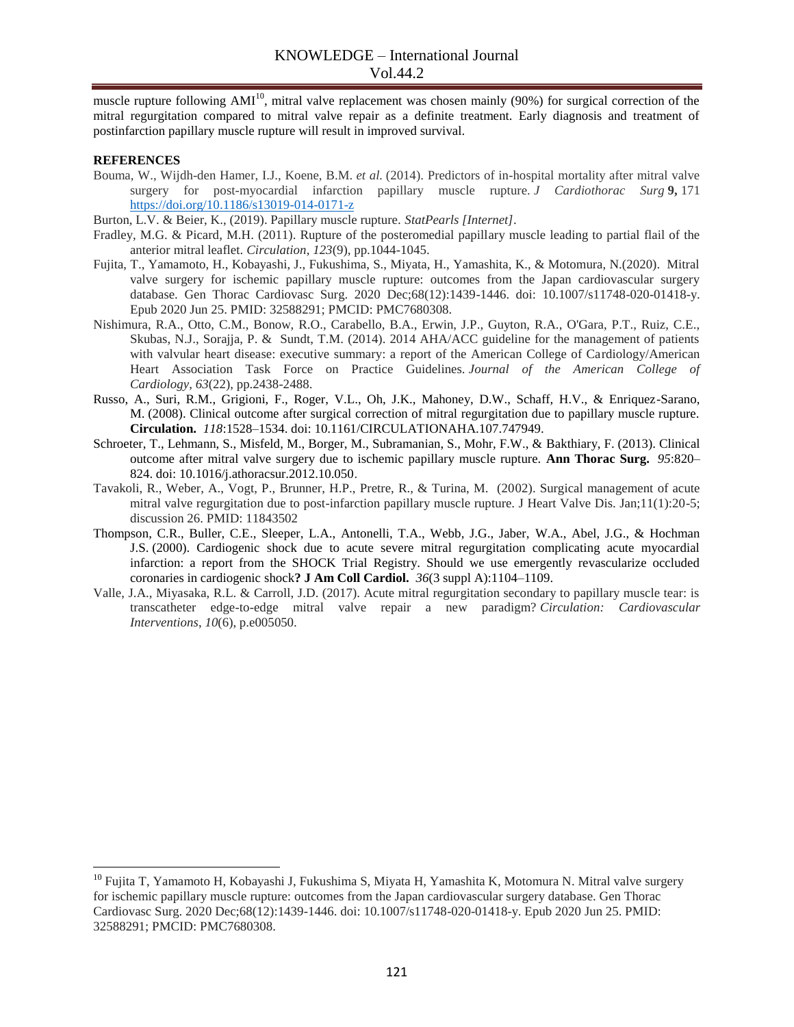muscle rupture following AMI[10], mitral valve replacement was chosen mainly (90%) for surgical correction of the mitral regurgitation compared to mitral valve repair as a definite treatment. Early diagnosis and treatment of postinfarction papillary muscle rupture will result in improved survival.

**REFERENCES**

Bouma, W., Wijdh-den Hamer, I.J., Koene, B.M. *et al.* (2014). Predictors of in-hospital mortality after mitral valve surgery for post-myocardial infarction papillary muscle rupture. *J Cardiothorac Surg* **9,** 171 https://doi.org/10.1186/s13019-014-0171-z

Burton, L.V. & Beier, K., (2019). Papillary muscle rupture. *StatPearls [Internet]*.

Fradley, M.G. & Picard, M.H. (2011). Rupture of the posteromedial papillary muscle leading to partial flail of the anterior mitral leaflet. *Circulation*, *123*(9), pp.1044-1045.

Fujita, T., Yamamoto, H., Kobayashi, J., Fukushima, S., Miyata, H., Yamashita, K., & Motomura, N.(2020). Mitral valve surgery for ischemic papillary muscle rupture: outcomes from the Japan cardiovascular surgery database. Gen Thorac Cardiovasc Surg. 2020 Dec;68(12):1439-1446. doi: 10.1007/s11748-020-01418-y. Epub 2020 Jun 25. PMID: 32588291; PMCID: PMC7680308.

Nishimura, R.A., Otto, C.M., Bonow, R.O., Carabello, B.A., Erwin, J.P., Guyton, R.A., O'Gara, P.T., Ruiz, C.E., Skubas, N.J., Sorajja, P. & Sundt, T.M. (2014). 2014 AHA/ACC guideline for the management of patients with valvular heart disease: executive summary: a report of the American College of Cardiology/American Heart Association Task Force on Practice Guidelines. *Journal of the American College of Cardiology*, *63*(22), pp.2438-2488.

Russo, A., Suri, R.M., Grigioni, F., Roger, V.L., Oh, J.K., Mahoney, D.W., Schaff, H.V., & Enriquez-Sarano, M. (2008). Clinical outcome after surgical correction of mitral regurgitation due to papillary muscle rupture. **Circulation.** *118*:1528–1534. doi: 10.1161/CIRCULATIONAHA.107.747949.

Schroeter, T., Lehmann, S., Misfeld, M., Borger, M., Subramanian, S., Mohr, F.W., & Bakthiary, F. (2013). Clinical outcome after mitral valve surgery due to ischemic papillary muscle rupture. **Ann Thorac Surg.** *95*:820–824. doi: 10.1016/j.athoracsur.2012.10.050.

Tavakoli, R., Weber, A., Vogt, P., Brunner, H.P., Pretre, R., & Turina, M. (2002). Surgical management of acute mitral valve regurgitation due to post-infarction papillary muscle rupture. J Heart Valve Dis. Jan;11(1):20-5; discussion 26. PMID: 11843502

Thompson, C.R., Buller, C.E., Sleeper, L.A., Antonelli, T.A., Webb, J.G., Jaber, W.A., Abel, J.G., & Hochman J.S. (2000). Cardiogenic shock due to acute severe mitral regurgitation complicating acute myocardial infarction: a report from the SHOCK Trial Registry. Should we use emergently revascularize occluded coronaries in cardiogenic shock**? J Am Coll Cardiol.** *36*(3 suppl A):1104–1109.

Valle, J.A., Miyasaka, R.L. & Carroll, J.D. (2017). Acute mitral regurgitation secondary to papillary muscle tear: is transcatheter edge-to-edge mitral valve repair a new paradigm? *Circulation: Cardiovascular Interventions*, *10*(6), p.e005050.

[10] Fujita T, Yamamoto H, Kobayashi J, Fukushima S, Miyata H, Yamashita K, Motomura N. Mitral valve surgery for ischemic papillary muscle rupture: outcomes from the Japan cardiovascular surgery database. Gen Thorac Cardiovasc Surg. 2020 Dec;68(12):1439-1446. doi: 10.1007/s11748-020-01418-y. Epub 2020 Jun 25. PMID: 32588291; PMCID: PMC7680308.